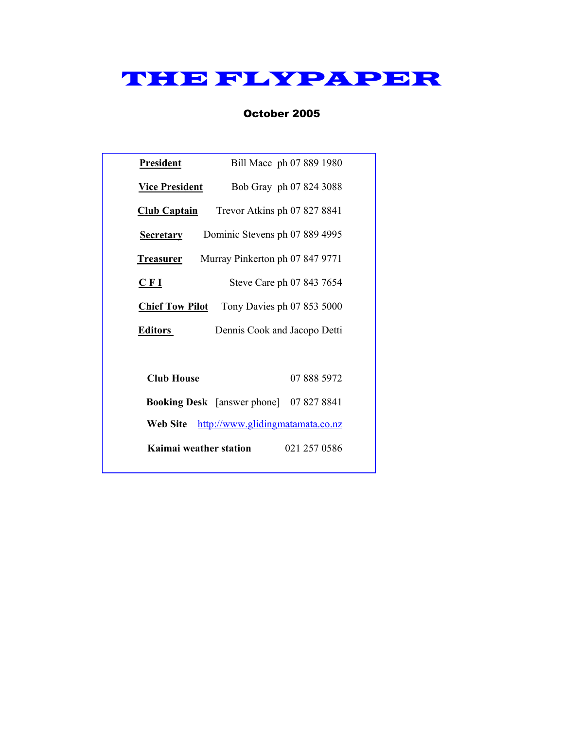# THE FLYPAPER

**October 2005**

| | |
|---|---|
| **President** | Bill Mace ph 07 889 1980 |
| **Vice President** | Bob Gray ph 07 824 3088 |
| **Club Captain** | Trevor Atkins ph 07 827 8841 |
| **Secretary** | Dominic Stevens ph 07 889 4995 |
| **Treasurer** | Murray Pinkerton ph 07 847 9771 |
| **C F I** | Steve Care ph 07 843 7654 |
| **Chief Tow Pilot** | Tony Davies ph 07 853 5000 |
| **Editors** | Dennis Cook and Jacopo Detti |

| | |
|---|---|
| **Club House** | 07 888 5972 |
| **Booking Desk** [answer phone] | 07 827 8841 |
| **Web Site** | http://www.glidingmatamata.co.nz |
| **Kaimai weather station** | 021 257 0586 |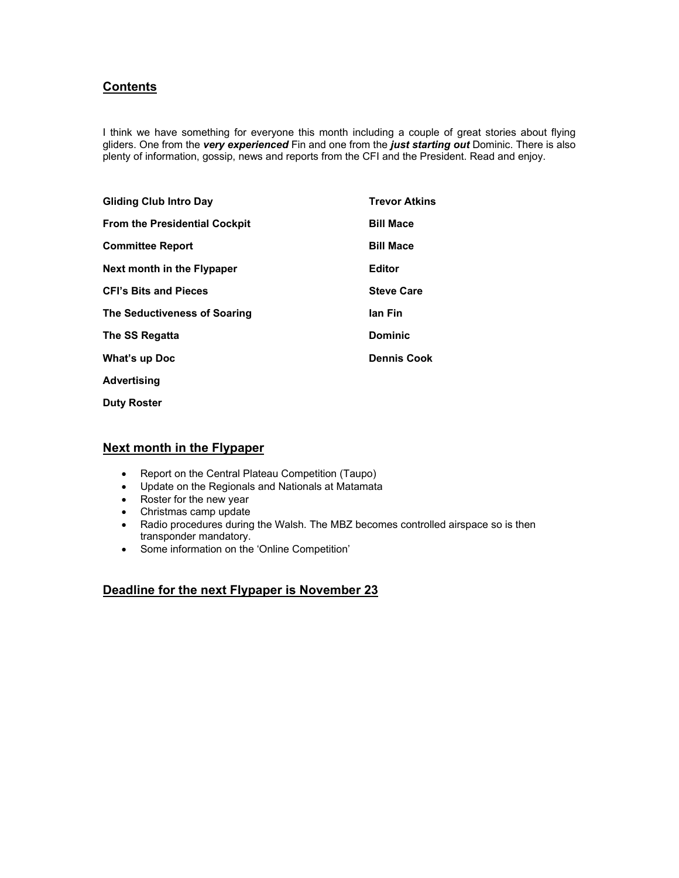## Contents

I think we have something for everyone this month including a couple of great stories about flying gliders. One from the ***very experienced*** Fin and one from the ***just starting out*** Dominic. There is also plenty of information, gossip, news and reports from the CFI and the President. Read and enjoy.

| | |
|---|---|
| **Gliding Club Intro Day** | **Trevor Atkins** |
| **From the Presidential Cockpit** | **Bill Mace** |
| **Committee Report** | **Bill Mace** |
| **Next month in the Flypaper** | **Editor** |
| **CFI's Bits and Pieces** | **Steve Care** |
| **The Seductiveness of Soaring** | **Ian Fin** |
| **The SS Regatta** | **Dominic** |
| **What's up Doc** | **Dennis Cook** |
| **Advertising** | |
| **Duty Roster** | |

## Next month in the Flypaper

- Report on the Central Plateau Competition (Taupo)
- Update on the Regionals and Nationals at Matamata
- Roster for the new year
- Christmas camp update
- Radio procedures during the Walsh. The MBZ becomes controlled airspace so is then transponder mandatory.
- Some information on the 'Online Competition'

## Deadline for the next Flypaper is November 23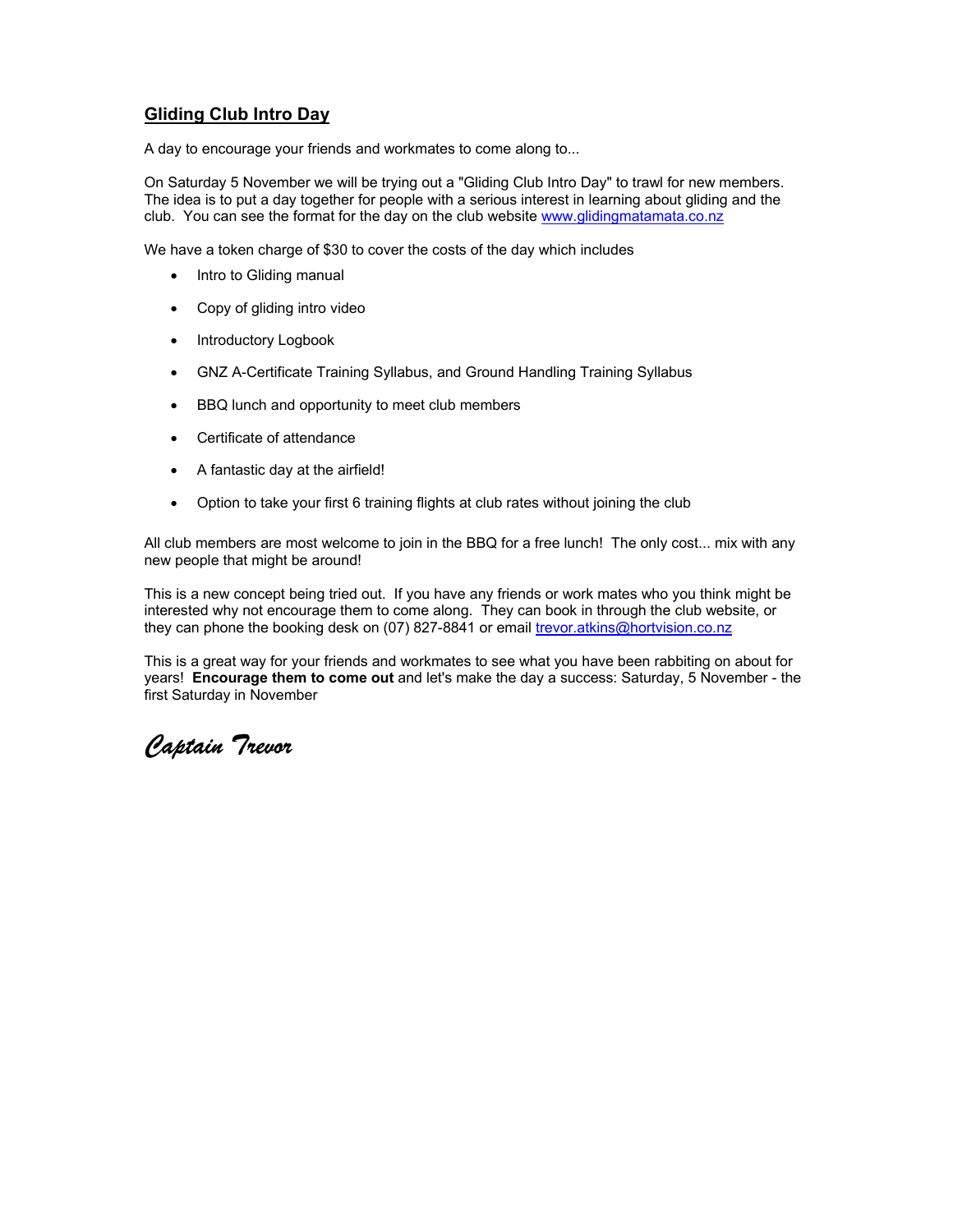## Gliding Club Intro Day

A day to encourage your friends and workmates to come along to...

On Saturday 5 November we will be trying out a "Gliding Club Intro Day" to trawl for new members. The idea is to put a day together for people with a serious interest in learning about gliding and the club. You can see the format for the day on the club website [www.glidingmatamata.co.nz](http://www.glidingmatamata.co.nz)

We have a token charge of $30 to cover the costs of the day which includes

- Intro to Gliding manual
- Copy of gliding intro video
- Introductory Logbook
- GNZ A-Certificate Training Syllabus, and Ground Handling Training Syllabus
- BBQ lunch and opportunity to meet club members
- Certificate of attendance
- A fantastic day at the airfield!
- Option to take your first 6 training flights at club rates without joining the club

All club members are most welcome to join in the BBQ for a free lunch! The only cost... mix with any new people that might be around!

This is a new concept being tried out. If you have any friends or work mates who you think might be interested why not encourage them to come along. They can book in through the club website, or they can phone the booking desk on (07) 827-8841 or email [trevor.atkins@hortvision.co.nz](mailto:trevor.atkins@hortvision.co.nz)

This is a great way for your friends and workmates to see what you have been rabbiting on about for years! **Encourage them to come out** and let's make the day a success: Saturday, 5 November - the first Saturday in November

*Captain Trevor*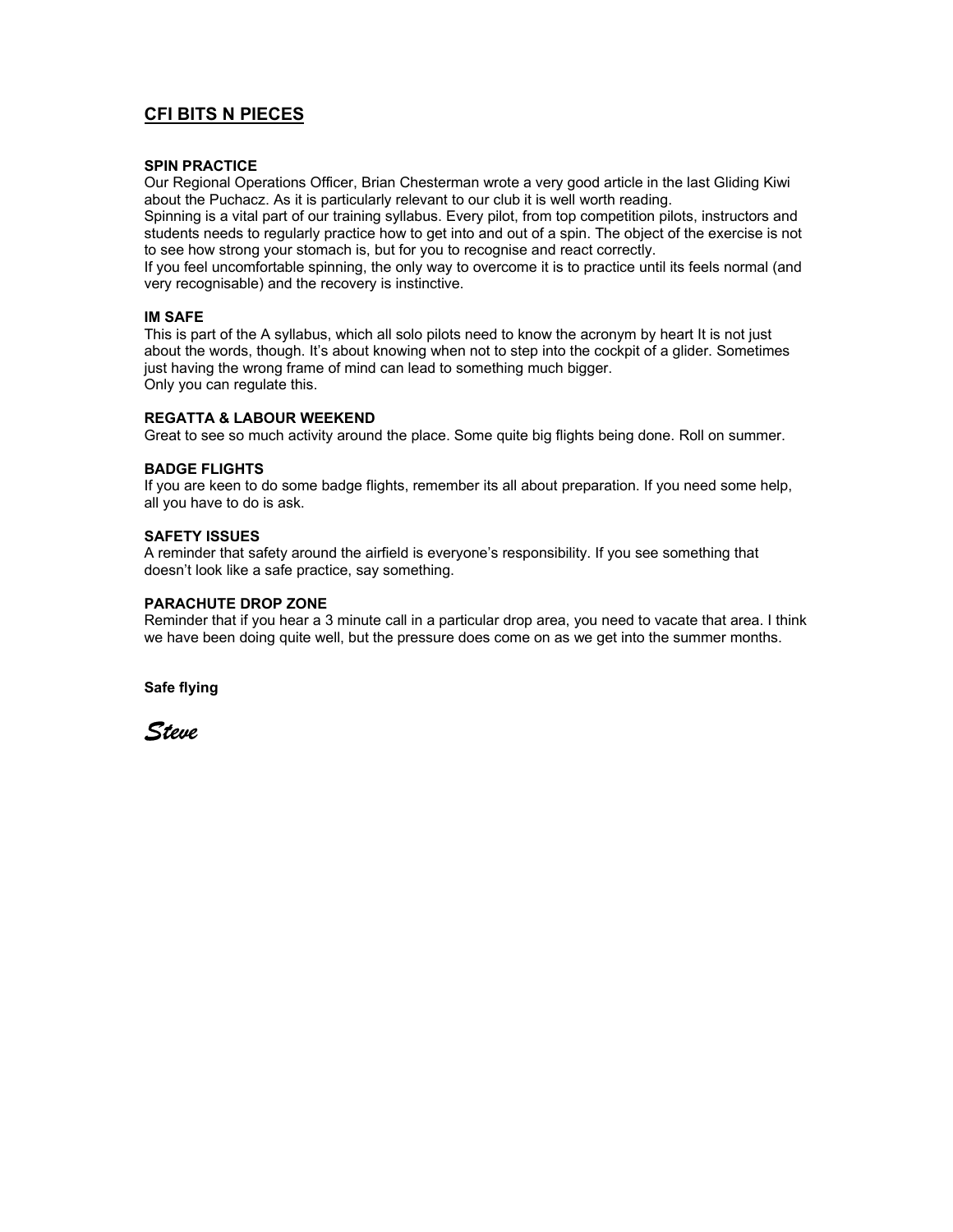## CFI BITS N PIECES

### SPIN PRACTICE

Our Regional Operations Officer, Brian Chesterman wrote a very good article in the last Gliding Kiwi about the Puchacz. As it is particularly relevant to our club it is well worth reading.

Spinning is a vital part of our training syllabus. Every pilot, from top competition pilots, instructors and students needs to regularly practice how to get into and out of a spin. The object of the exercise is not to see how strong your stomach is, but for you to recognise and react correctly.

If you feel uncomfortable spinning, the only way to overcome it is to practice until its feels normal (and very recognisable) and the recovery is instinctive.

### IM SAFE

This is part of the A syllabus, which all solo pilots need to know the acronym by heart It is not just about the words, though. It's about knowing when not to step into the cockpit of a glider. Sometimes just having the wrong frame of mind can lead to something much bigger.

Only you can regulate this.

### REGATTA & LABOUR WEEKEND

Great to see so much activity around the place. Some quite big flights being done. Roll on summer.

### BADGE FLIGHTS

If you are keen to do some badge flights, remember its all about preparation. If you need some help, all you have to do is ask.

### SAFETY ISSUES

A reminder that safety around the airfield is everyone's responsibility. If you see something that doesn't look like a safe practice, say something.

### PARACHUTE DROP ZONE

Reminder that if you hear a 3 minute call in a particular drop area, you need to vacate that area. I think we have been doing quite well, but the pressure does come on as we get into the summer months.

**Safe flying**

*Steve*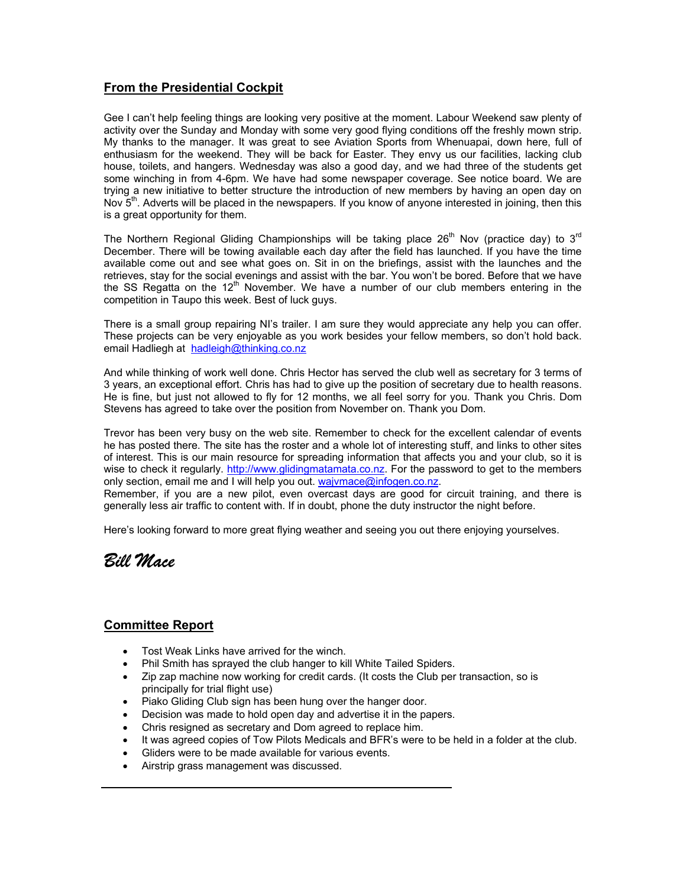## From the Presidential Cockpit

Gee I can't help feeling things are looking very positive at the moment. Labour Weekend saw plenty of activity over the Sunday and Monday with some very good flying conditions off the freshly mown strip. My thanks to the manager. It was great to see Aviation Sports from Whenuapai, down here, full of enthusiasm for the weekend. They will be back for Easter. They envy us our facilities, lacking club house, toilets, and hangers. Wednesday was also a good day, and we had three of the students get some winching in from 4-6pm. We have had some newspaper coverage. See notice board. We are trying a new initiative to better structure the introduction of new members by having an open day on Nov 5th. Adverts will be placed in the newspapers. If you know of anyone interested in joining, then this is a great opportunity for them.

The Northern Regional Gliding Championships will be taking place 26th Nov (practice day) to 3rd December. There will be towing available each day after the field has launched. If you have the time available come out and see what goes on. Sit in on the briefings, assist with the launches and the retrieves, stay for the social evenings and assist with the bar. You won't be bored. Before that we have the SS Regatta on the 12th November. We have a number of our club members entering in the competition in Taupo this week. Best of luck guys.

There is a small group repairing NI's trailer. I am sure they would appreciate any help you can offer. These projects can be very enjoyable as you work besides your fellow members, so don't hold back. email Hadliegh at hadleigh@thinking.co.nz

And while thinking of work well done. Chris Hector has served the club well as secretary for 3 terms of 3 years, an exceptional effort. Chris has had to give up the position of secretary due to health reasons. He is fine, but just not allowed to fly for 12 months, we all feel sorry for you. Thank you Chris. Dom Stevens has agreed to take over the position from November on. Thank you Dom.

Trevor has been very busy on the web site. Remember to check for the excellent calendar of events he has posted there. The site has the roster and a whole lot of interesting stuff, and links to other sites of interest. This is our main resource for spreading information that affects you and your club, so it is wise to check it regularly. http://www.glidingmatamata.co.nz. For the password to get to the members only section, email me and I will help you out. wajvmace@infogen.co.nz.
Remember, if you are a new pilot, even overcast days are good for circuit training, and there is generally less air traffic to content with. If in doubt, phone the duty instructor the night before.

Here's looking forward to more great flying weather and seeing you out there enjoying yourselves.

*Bill Mace*

## Committee Report

- Tost Weak Links have arrived for the winch.
- Phil Smith has sprayed the club hanger to kill White Tailed Spiders.
- Zip zap machine now working for credit cards. (It costs the Club per transaction, so is principally for trial flight use)
- Piako Gliding Club sign has been hung over the hanger door.
- Decision was made to hold open day and advertise it in the papers.
- Chris resigned as secretary and Dom agreed to replace him.
- It was agreed copies of Tow Pilots Medicals and BFR's were to be held in a folder at the club.
- Gliders were to be made available for various events.
- Airstrip grass management was discussed.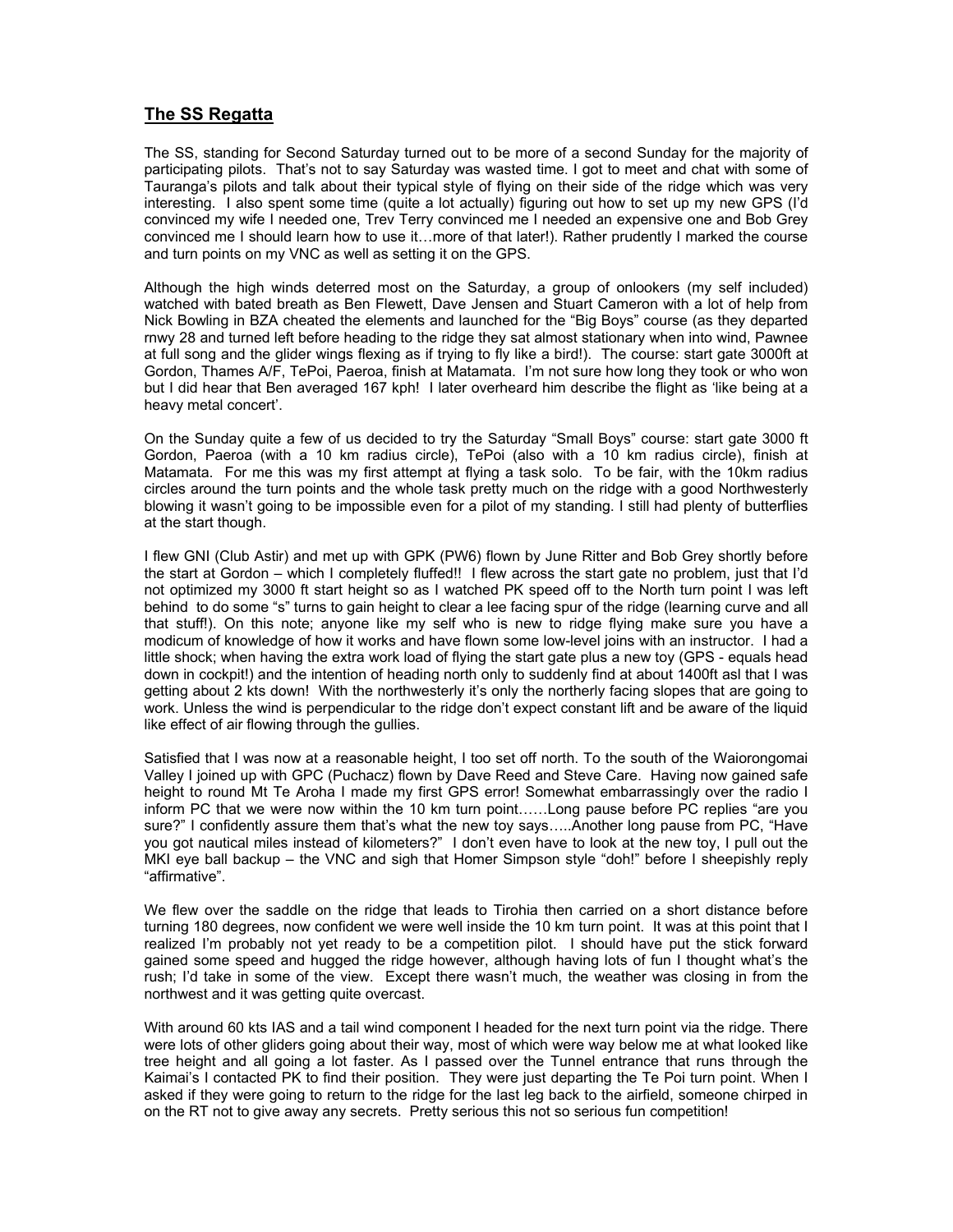## The SS Regatta

The SS, standing for Second Saturday turned out to be more of a second Sunday for the majority of participating pilots. That's not to say Saturday was wasted time. I got to meet and chat with some of Tauranga's pilots and talk about their typical style of flying on their side of the ridge which was very interesting. I also spent some time (quite a lot actually) figuring out how to set up my new GPS (I'd convinced my wife I needed one, Trev Terry convinced me I needed an expensive one and Bob Grey convinced me I should learn how to use it…more of that later!). Rather prudently I marked the course and turn points on my VNC as well as setting it on the GPS.

Although the high winds deterred most on the Saturday, a group of onlookers (my self included) watched with bated breath as Ben Flewett, Dave Jensen and Stuart Cameron with a lot of help from Nick Bowling in BZA cheated the elements and launched for the "Big Boys" course (as they departed rnwy 28 and turned left before heading to the ridge they sat almost stationary when into wind, Pawnee at full song and the glider wings flexing as if trying to fly like a bird!). The course: start gate 3000ft at Gordon, Thames A/F, TePoi, Paeroa, finish at Matamata. I'm not sure how long they took or who won but I did hear that Ben averaged 167 kph! I later overheard him describe the flight as 'like being at a heavy metal concert'.

On the Sunday quite a few of us decided to try the Saturday "Small Boys" course: start gate 3000 ft Gordon, Paeroa (with a 10 km radius circle), TePoi (also with a 10 km radius circle), finish at Matamata. For me this was my first attempt at flying a task solo. To be fair, with the 10km radius circles around the turn points and the whole task pretty much on the ridge with a good Northwesterly blowing it wasn't going to be impossible even for a pilot of my standing. I still had plenty of butterflies at the start though.

I flew GNI (Club Astir) and met up with GPK (PW6) flown by June Ritter and Bob Grey shortly before the start at Gordon – which I completely fluffed!! I flew across the start gate no problem, just that I'd not optimized my 3000 ft start height so as I watched PK speed off to the North turn point I was left behind to do some "s" turns to gain height to clear a lee facing spur of the ridge (learning curve and all that stuff!). On this note; anyone like my self who is new to ridge flying make sure you have a modicum of knowledge of how it works and have flown some low-level joins with an instructor. I had a little shock; when having the extra work load of flying the start gate plus a new toy (GPS - equals head down in cockpit!) and the intention of heading north only to suddenly find at about 1400ft asl that I was getting about 2 kts down! With the northwesterly it's only the northerly facing slopes that are going to work. Unless the wind is perpendicular to the ridge don't expect constant lift and be aware of the liquid like effect of air flowing through the gullies.

Satisfied that I was now at a reasonable height, I too set off north. To the south of the Waiorongomai Valley I joined up with GPC (Puchacz) flown by Dave Reed and Steve Care. Having now gained safe height to round Mt Te Aroha I made my first GPS error! Somewhat embarrassingly over the radio I inform PC that we were now within the 10 km turn point……Long pause before PC replies "are you sure?" I confidently assure them that's what the new toy says…..Another long pause from PC, "Have you got nautical miles instead of kilometers?" I don't even have to look at the new toy, I pull out the MKI eye ball backup – the VNC and sigh that Homer Simpson style "doh!" before I sheepishly reply "affirmative".

We flew over the saddle on the ridge that leads to Tirohia then carried on a short distance before turning 180 degrees, now confident we were well inside the 10 km turn point. It was at this point that I realized I'm probably not yet ready to be a competition pilot. I should have put the stick forward gained some speed and hugged the ridge however, although having lots of fun I thought what's the rush; I'd take in some of the view. Except there wasn't much, the weather was closing in from the northwest and it was getting quite overcast.

With around 60 kts IAS and a tail wind component I headed for the next turn point via the ridge. There were lots of other gliders going about their way, most of which were way below me at what looked like tree height and all going a lot faster. As I passed over the Tunnel entrance that runs through the Kaimai's I contacted PK to find their position. They were just departing the Te Poi turn point. When I asked if they were going to return to the ridge for the last leg back to the airfield, someone chirped in on the RT not to give away any secrets. Pretty serious this not so serious fun competition!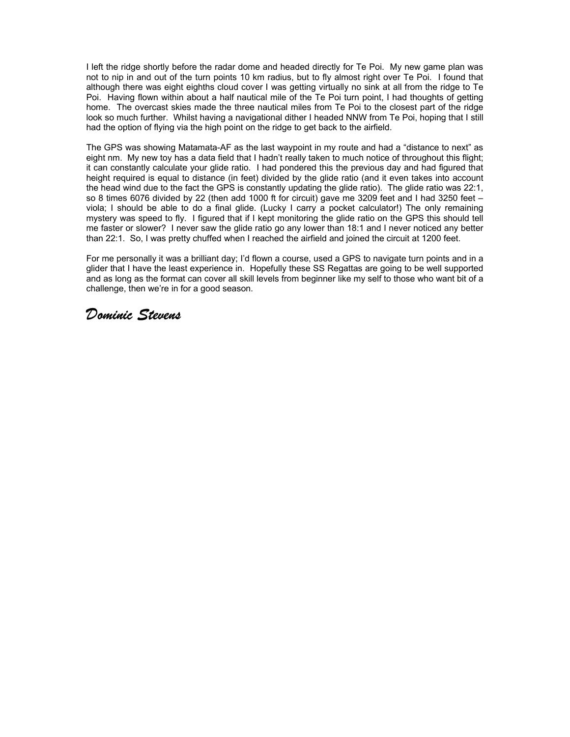I left the ridge shortly before the radar dome and headed directly for Te Poi. My new game plan was not to nip in and out of the turn points 10 km radius, but to fly almost right over Te Poi. I found that although there was eight eighths cloud cover I was getting virtually no sink at all from the ridge to Te Poi. Having flown within about a half nautical mile of the Te Poi turn point, I had thoughts of getting home. The overcast skies made the three nautical miles from Te Poi to the closest part of the ridge look so much further. Whilst having a navigational dither I headed NNW from Te Poi, hoping that I still had the option of flying via the high point on the ridge to get back to the airfield.

The GPS was showing Matamata-AF as the last waypoint in my route and had a "distance to next" as eight nm. My new toy has a data field that I hadn't really taken to much notice of throughout this flight; it can constantly calculate your glide ratio. I had pondered this the previous day and had figured that height required is equal to distance (in feet) divided by the glide ratio (and it even takes into account the head wind due to the fact the GPS is constantly updating the glide ratio). The glide ratio was 22:1, so 8 times 6076 divided by 22 (then add 1000 ft for circuit) gave me 3209 feet and I had 3250 feet – viola; I should be able to do a final glide. (Lucky I carry a pocket calculator!) The only remaining mystery was speed to fly. I figured that if I kept monitoring the glide ratio on the GPS this should tell me faster or slower? I never saw the glide ratio go any lower than 18:1 and I never noticed any better than 22:1. So, I was pretty chuffed when I reached the airfield and joined the circuit at 1200 feet.

For me personally it was a brilliant day; I'd flown a course, used a GPS to navigate turn points and in a glider that I have the least experience in. Hopefully these SS Regattas are going to be well supported and as long as the format can cover all skill levels from beginner like my self to those who want bit of a challenge, then we're in for a good season.

*Dominic Stevens*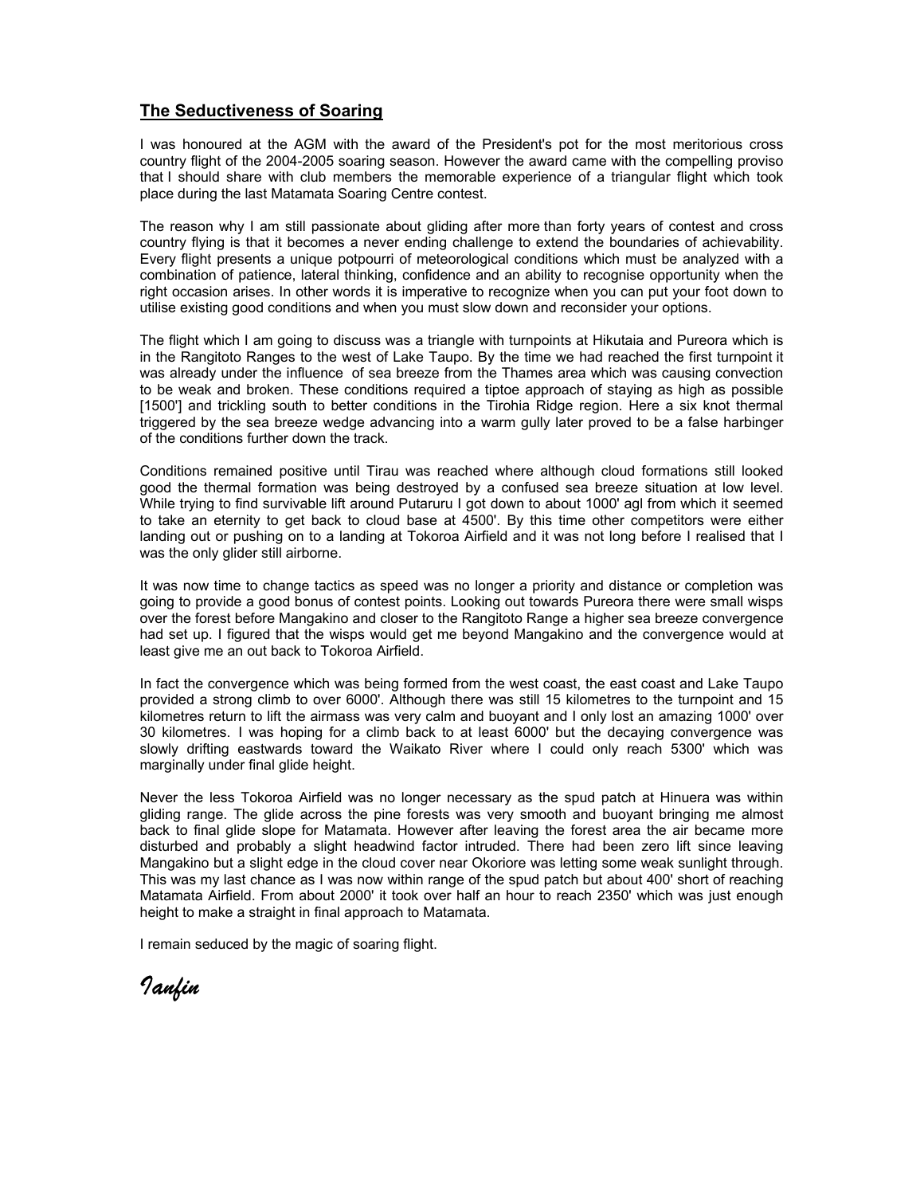## The Seductiveness of Soaring

I was honoured at the AGM with the award of the President's pot for the most meritorious cross country flight of the 2004-2005 soaring season. However the award came with the compelling proviso that I should share with club members the memorable experience of a triangular flight which took place during the last Matamata Soaring Centre contest.

The reason why I am still passionate about gliding after more than forty years of contest and cross country flying is that it becomes a never ending challenge to extend the boundaries of achievability. Every flight presents a unique potpourri of meteorological conditions which must be analyzed with a combination of patience, lateral thinking, confidence and an ability to recognise opportunity when the right occasion arises. In other words it is imperative to recognize when you can put your foot down to utilise existing good conditions and when you must slow down and reconsider your options.

The flight which I am going to discuss was a triangle with turnpoints at Hikutaia and Pureora which is in the Rangitoto Ranges to the west of Lake Taupo. By the time we had reached the first turnpoint it was already under the influence of sea breeze from the Thames area which was causing convection to be weak and broken. These conditions required a tiptoe approach of staying as high as possible [1500'] and trickling south to better conditions in the Tirohia Ridge region. Here a six knot thermal triggered by the sea breeze wedge advancing into a warm gully later proved to be a false harbinger of the conditions further down the track.

Conditions remained positive until Tirau was reached where although cloud formations still looked good the thermal formation was being destroyed by a confused sea breeze situation at low level. While trying to find survivable lift around Putaruru I got down to about 1000' agl from which it seemed to take an eternity to get back to cloud base at 4500'. By this time other competitors were either landing out or pushing on to a landing at Tokoroa Airfield and it was not long before I realised that I was the only glider still airborne.

It was now time to change tactics as speed was no longer a priority and distance or completion was going to provide a good bonus of contest points. Looking out towards Pureora there were small wisps over the forest before Mangakino and closer to the Rangitoto Range a higher sea breeze convergence had set up. I figured that the wisps would get me beyond Mangakino and the convergence would at least give me an out back to Tokoroa Airfield.

In fact the convergence which was being formed from the west coast, the east coast and Lake Taupo provided a strong climb to over 6000'. Although there was still 15 kilometres to the turnpoint and 15 kilometres return to lift the airmass was very calm and buoyant and I only lost an amazing 1000' over 30 kilometres. I was hoping for a climb back to at least 6000' but the decaying convergence was slowly drifting eastwards toward the Waikato River where I could only reach 5300' which was marginally under final glide height.

Never the less Tokoroa Airfield was no longer necessary as the spud patch at Hinuera was within gliding range. The glide across the pine forests was very smooth and buoyant bringing me almost back to final glide slope for Matamata. However after leaving the forest area the air became more disturbed and probably a slight headwind factor intruded. There had been zero lift since leaving Mangakino but a slight edge in the cloud cover near Okoriore was letting some weak sunlight through. This was my last chance as I was now within range of the spud patch but about 400' short of reaching Matamata Airfield. From about 2000' it took over half an hour to reach 2350' which was just enough height to make a straight in final approach to Matamata.

I remain seduced by the magic of soaring flight.

*Ianfin*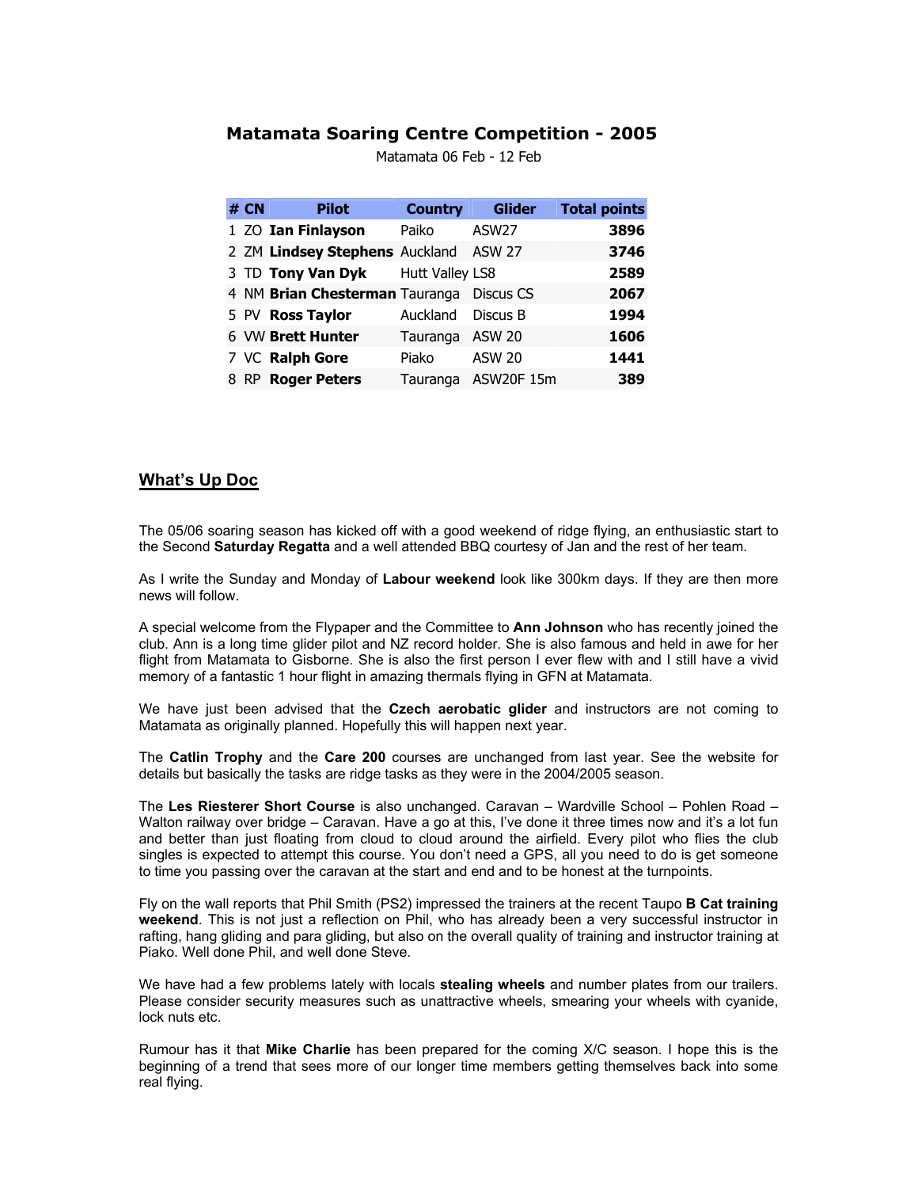## Matamata Soaring Centre Competition - 2005

Matamata 06 Feb - 12 Feb

| # | CN | Pilot | Country | Glider | Total points |
|---|---|---|---|---|---|
| 1 | ZO | **Ian Finlayson** | Paiko | ASW27 | **3896** |
| 2 | ZM | **Lindsey Stephens** | Auckland | ASW 27 | **3746** |
| 3 | TD | **Tony Van Dyk** | Hutt Valley | LS8 | **2589** |
| 4 | NM | **Brian Chesterman** | Tauranga | Discus CS | **2067** |
| 5 | PV | **Ross Taylor** | Auckland | Discus B | **1994** |
| 6 | VW | **Brett Hunter** | Tauranga | ASW 20 | **1606** |
| 7 | VC | **Ralph Gore** | Piako | ASW 20 | **1441** |
| 8 | RP | **Roger Peters** | Tauranga | ASW20F 15m | **389** |

## What's Up Doc

The 05/06 soaring season has kicked off with a good weekend of ridge flying, an enthusiastic start to the Second **Saturday Regatta** and a well attended BBQ courtesy of Jan and the rest of her team.

As I write the Sunday and Monday of **Labour weekend** look like 300km days. If they are then more news will follow.

A special welcome from the Flypaper and the Committee to **Ann Johnson** who has recently joined the club. Ann is a long time glider pilot and NZ record holder. She is also famous and held in awe for her flight from Matamata to Gisborne. She is also the first person I ever flew with and I still have a vivid memory of a fantastic 1 hour flight in amazing thermals flying in GFN at Matamata.

We have just been advised that the **Czech aerobatic glider** and instructors are not coming to Matamata as originally planned. Hopefully this will happen next year.

The **Catlin Trophy** and the **Care 200** courses are unchanged from last year. See the website for details but basically the tasks are ridge tasks as they were in the 2004/2005 season.

The **Les Riesterer Short Course** is also unchanged. Caravan – Wardville School – Pohlen Road – Walton railway over bridge – Caravan. Have a go at this, I've done it three times now and it's a lot fun and better than just floating from cloud to cloud around the airfield. Every pilot who flies the club singles is expected to attempt this course. You don't need a GPS, all you need to do is get someone to time you passing over the caravan at the start and end and to be honest at the turnpoints.

Fly on the wall reports that Phil Smith (PS2) impressed the trainers at the recent Taupo **B Cat training weekend**. This is not just a reflection on Phil, who has already been a very successful instructor in rafting, hang gliding and para gliding, but also on the overall quality of training and instructor training at Piako. Well done Phil, and well done Steve.

We have had a few problems lately with locals **stealing wheels** and number plates from our trailers. Please consider security measures such as unattractive wheels, smearing your wheels with cyanide, lock nuts etc.

Rumour has it that **Mike Charlie** has been prepared for the coming X/C season. I hope this is the beginning of a trend that sees more of our longer time members getting themselves back into some real flying.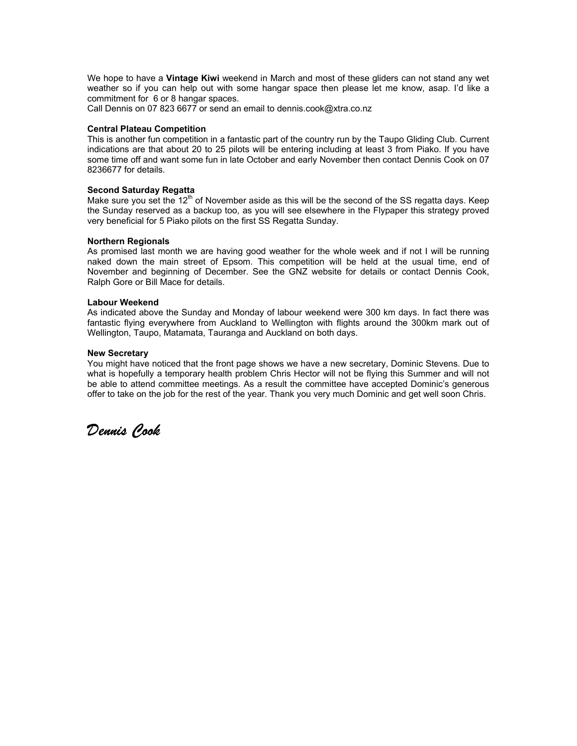We hope to have a **Vintage Kiwi** weekend in March and most of these gliders can not stand any wet weather so if you can help out with some hangar space then please let me know, asap. I'd like a commitment for 6 or 8 hangar spaces.
Call Dennis on 07 823 6677 or send an email to dennis.cook@xtra.co.nz

**Central Plateau Competition**
This is another fun competition in a fantastic part of the country run by the Taupo Gliding Club. Current indications are that about 20 to 25 pilots will be entering including at least 3 from Piako. If you have some time off and want some fun in late October and early November then contact Dennis Cook on 07 8236677 for details.

**Second Saturday Regatta**
Make sure you set the 12th of November aside as this will be the second of the SS regatta days. Keep the Sunday reserved as a backup too, as you will see elsewhere in the Flypaper this strategy proved very beneficial for 5 Piako pilots on the first SS Regatta Sunday.

**Northern Regionals**
As promised last month we are having good weather for the whole week and if not I will be running naked down the main street of Epsom. This competition will be held at the usual time, end of November and beginning of December. See the GNZ website for details or contact Dennis Cook, Ralph Gore or Bill Mace for details.

**Labour Weekend**
As indicated above the Sunday and Monday of labour weekend were 300 km days. In fact there was fantastic flying everywhere from Auckland to Wellington with flights around the 300km mark out of Wellington, Taupo, Matamata, Tauranga and Auckland on both days.

**New Secretary**
You might have noticed that the front page shows we have a new secretary, Dominic Stevens. Due to what is hopefully a temporary health problem Chris Hector will not be flying this Summer and will not be able to attend committee meetings. As a result the committee have accepted Dominic's generous offer to take on the job for the rest of the year. Thank you very much Dominic and get well soon Chris.

*Dennis Cook*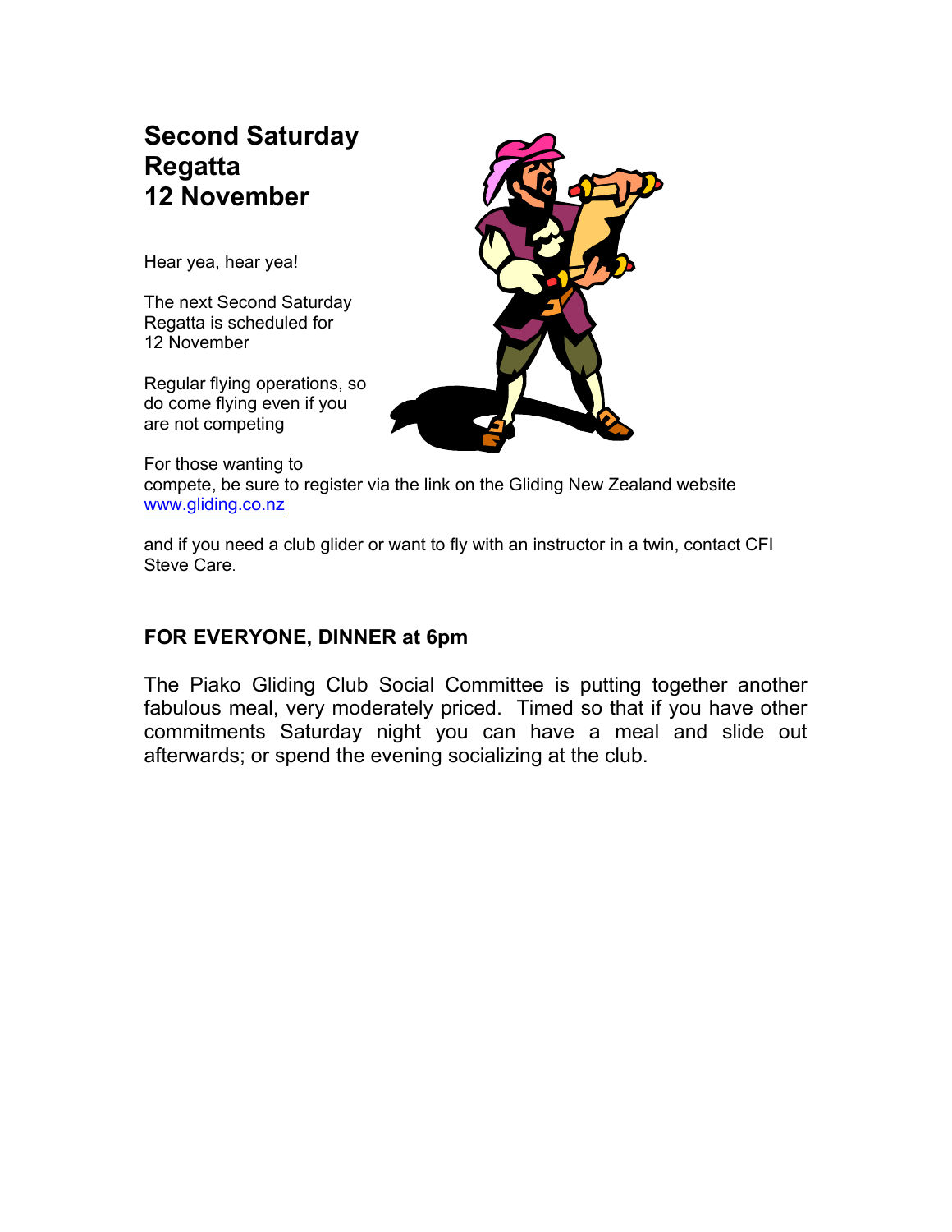## Second Saturday Regatta 12 November

Hear yea, hear yea!

The next Second Saturday Regatta is scheduled for 12 November

Regular flying operations, so do come flying even if you are not competing

For those wanting to compete, be sure to register via the link on the Gliding New Zealand website [www.gliding.co.nz](http://www.gliding.co.nz)

and if you need a club glider or want to fly with an instructor in a twin, contact CFI Steve Care.

### FOR EVERYONE, DINNER at 6pm

The Piako Gliding Club Social Committee is putting together another fabulous meal, very moderately priced. Timed so that if you have other commitments Saturday night you can have a meal and slide out afterwards; or spend the evening socializing at the club.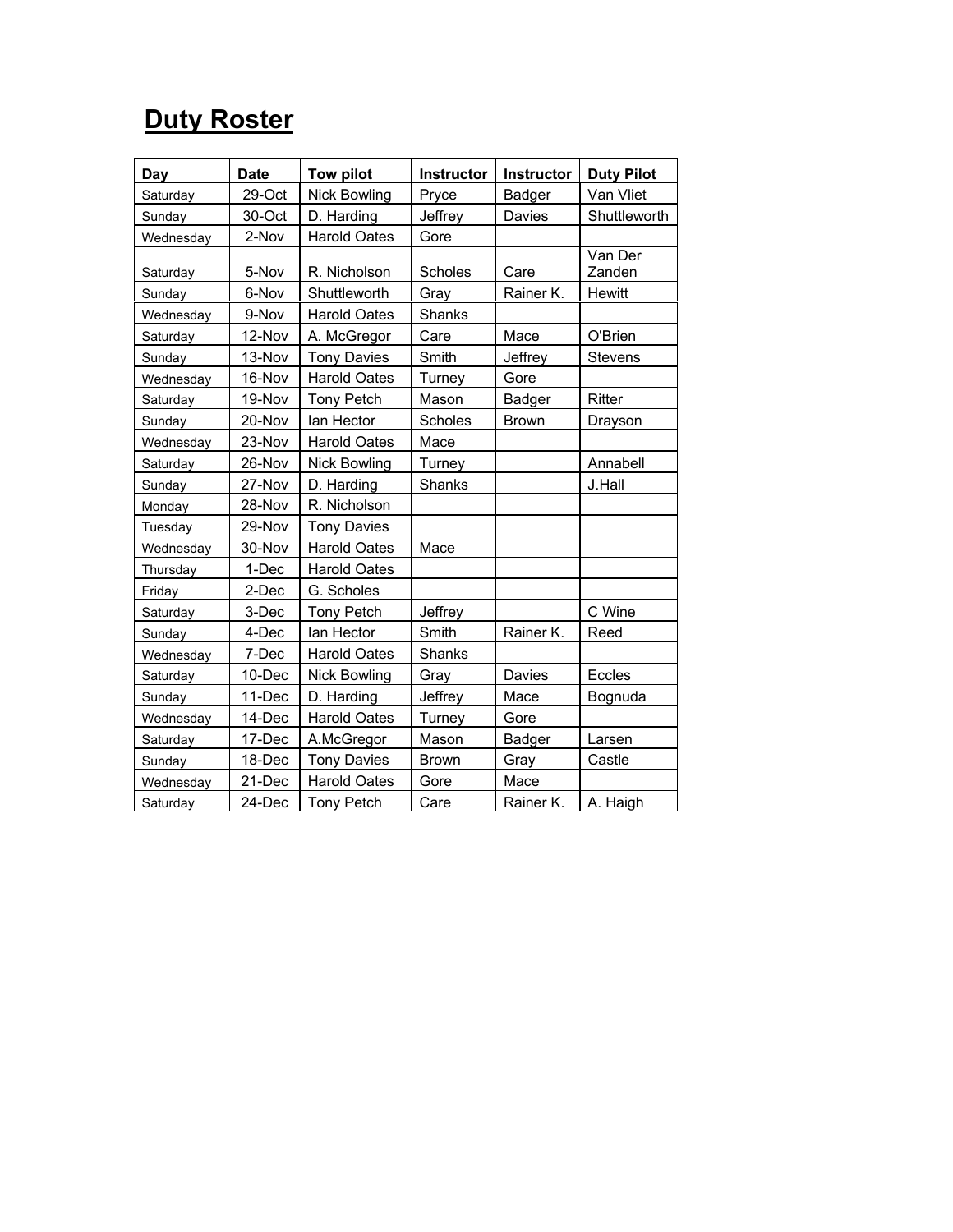## Duty Roster

| Day | Date | Tow pilot | Instructor | Instructor | Duty Pilot |
|---|---|---|---|---|---|
| Saturday | 29-Oct | Nick Bowling | Pryce | Badger | Van Vliet |
| Sunday | 30-Oct | D. Harding | Jeffrey | Davies | Shuttleworth |
| Wednesday | 2-Nov | Harold Oates | Gore | | |
| Saturday | 5-Nov | R. Nicholson | Scholes | Care | Van Der Zanden |
| Sunday | 6-Nov | Shuttleworth | Gray | Rainer K. | Hewitt |
| Wednesday | 9-Nov | Harold Oates | Shanks | | |
| Saturday | 12-Nov | A. McGregor | Care | Mace | O'Brien |
| Sunday | 13-Nov | Tony Davies | Smith | Jeffrey | Stevens |
| Wednesday | 16-Nov | Harold Oates | Turney | Gore | |
| Saturday | 19-Nov | Tony Petch | Mason | Badger | Ritter |
| Sunday | 20-Nov | Ian Hector | Scholes | Brown | Drayson |
| Wednesday | 23-Nov | Harold Oates | Mace | | |
| Saturday | 26-Nov | Nick Bowling | Turney | | Annabell |
| Sunday | 27-Nov | D. Harding | Shanks | | J.Hall |
| Monday | 28-Nov | R. Nicholson | | | |
| Tuesday | 29-Nov | Tony Davies | | | |
| Wednesday | 30-Nov | Harold Oates | Mace | | |
| Thursday | 1-Dec | Harold Oates | | | |
| Friday | 2-Dec | G. Scholes | | | |
| Saturday | 3-Dec | Tony Petch | Jeffrey | | C Wine |
| Sunday | 4-Dec | Ian Hector | Smith | Rainer K. | Reed |
| Wednesday | 7-Dec | Harold Oates | Shanks | | |
| Saturday | 10-Dec | Nick Bowling | Gray | Davies | Eccles |
| Sunday | 11-Dec | D. Harding | Jeffrey | Mace | Bognuda |
| Wednesday | 14-Dec | Harold Oates | Turney | Gore | |
| Saturday | 17-Dec | A.McGregor | Mason | Badger | Larsen |
| Sunday | 18-Dec | Tony Davies | Brown | Gray | Castle |
| Wednesday | 21-Dec | Harold Oates | Gore | Mace | |
| Saturday | 24-Dec | Tony Petch | Care | Rainer K. | A. Haigh |